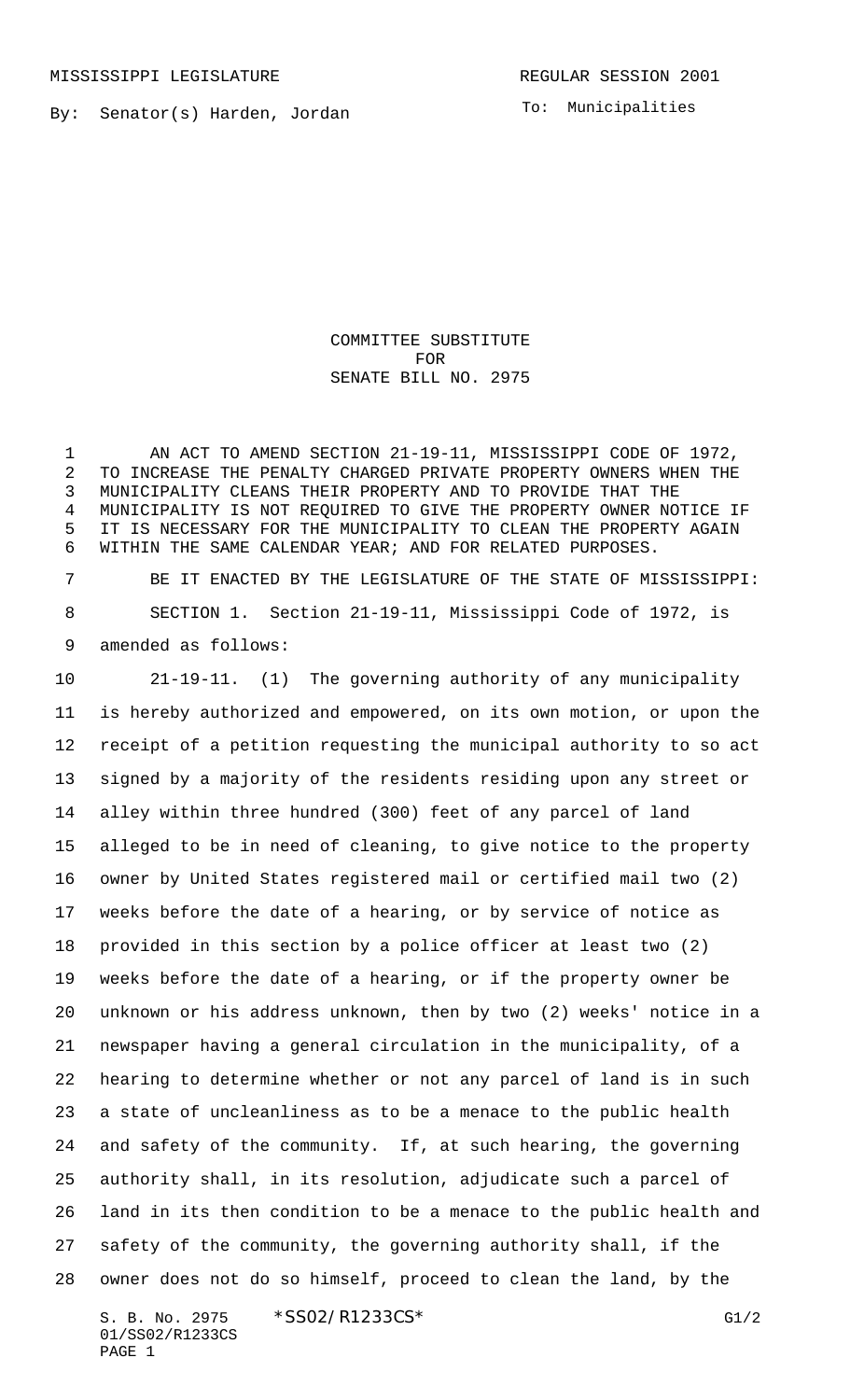MISSISSIPPI LEGISLATURE REGULAR SESSION 2001

By: Senator(s) Harden, Jordan

To: Municipalities

COMMITTEE SUBSTITUTE
FOR
SENATE BILL NO. 2975

AN ACT TO AMEND SECTION 21-19-11, MISSISSIPPI CODE OF 1972, TO INCREASE THE PENALTY CHARGED PRIVATE PROPERTY OWNERS WHEN THE MUNICIPALITY CLEANS THEIR PROPERTY AND TO PROVIDE THAT THE MUNICIPALITY IS NOT REQUIRED TO GIVE THE PROPERTY OWNER NOTICE IF IT IS NECESSARY FOR THE MUNICIPALITY TO CLEAN THE PROPERTY AGAIN WITHIN THE SAME CALENDAR YEAR; AND FOR RELATED PURPOSES.

BE IT ENACTED BY THE LEGISLATURE OF THE STATE OF MISSISSIPPI:

SECTION 1. Section 21-19-11, Mississippi Code of 1972, is amended as follows:

21-19-11. (1) The governing authority of any municipality is hereby authorized and empowered, on its own motion, or upon the receipt of a petition requesting the municipal authority to so act signed by a majority of the residents residing upon any street or alley within three hundred (300) feet of any parcel of land alleged to be in need of cleaning, to give notice to the property owner by United States registered mail or certified mail two (2) weeks before the date of a hearing, or by service of notice as provided in this section by a police officer at least two (2) weeks before the date of a hearing, or if the property owner be unknown or his address unknown, then by two (2) weeks' notice in a newspaper having a general circulation in the municipality, of a hearing to determine whether or not any parcel of land is in such a state of uncleanliness as to be a menace to the public health and safety of the community. If, at such hearing, the governing authority shall, in its resolution, adjudicate such a parcel of land in its then condition to be a menace to the public health and safety of the community, the governing authority shall, if the owner does not do so himself, proceed to clean the land, by the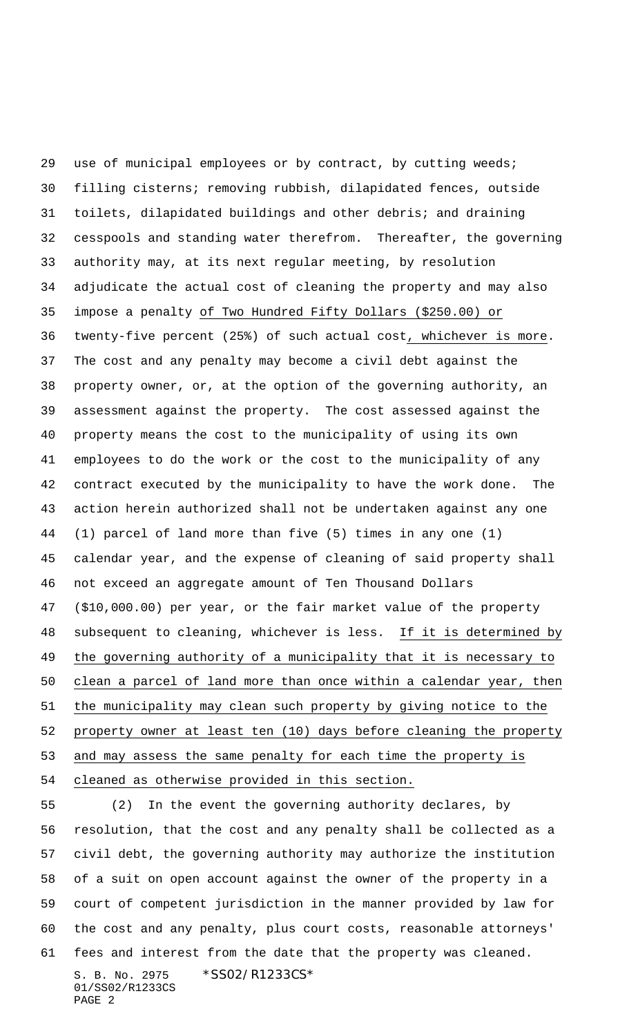use of municipal employees or by contract, by cutting weeds; filling cisterns; removing rubbish, dilapidated fences, outside toilets, dilapidated buildings and other debris; and draining cesspools and standing water therefrom. Thereafter, the governing authority may, at its next regular meeting, by resolution adjudicate the actual cost of cleaning the property and may also impose a penalty of Two Hundred Fifty Dollars ($250.00) or twenty-five percent (25%) of such actual cost, whichever is more. The cost and any penalty may become a civil debt against the property owner, or, at the option of the governing authority, an assessment against the property. The cost assessed against the property means the cost to the municipality of using its own employees to do the work or the cost to the municipality of any contract executed by the municipality to have the work done. The action herein authorized shall not be undertaken against any one (1) parcel of land more than five (5) times in any one (1) calendar year, and the expense of cleaning of said property shall not exceed an aggregate amount of Ten Thousand Dollars ($10,000.00) per year, or the fair market value of the property subsequent to cleaning, whichever is less. If it is determined by the governing authority of a municipality that it is necessary to clean a parcel of land more than once within a calendar year, then the municipality may clean such property by giving notice to the property owner at least ten (10) days before cleaning the property and may assess the same penalty for each time the property is cleaned as otherwise provided in this section.

(2) In the event the governing authority declares, by resolution, that the cost and any penalty shall be collected as a civil debt, the governing authority may authorize the institution of a suit on open account against the owner of the property in a court of competent jurisdiction in the manner provided by law for the cost and any penalty, plus court costs, reasonable attorneys' fees and interest from the date that the property was cleaned.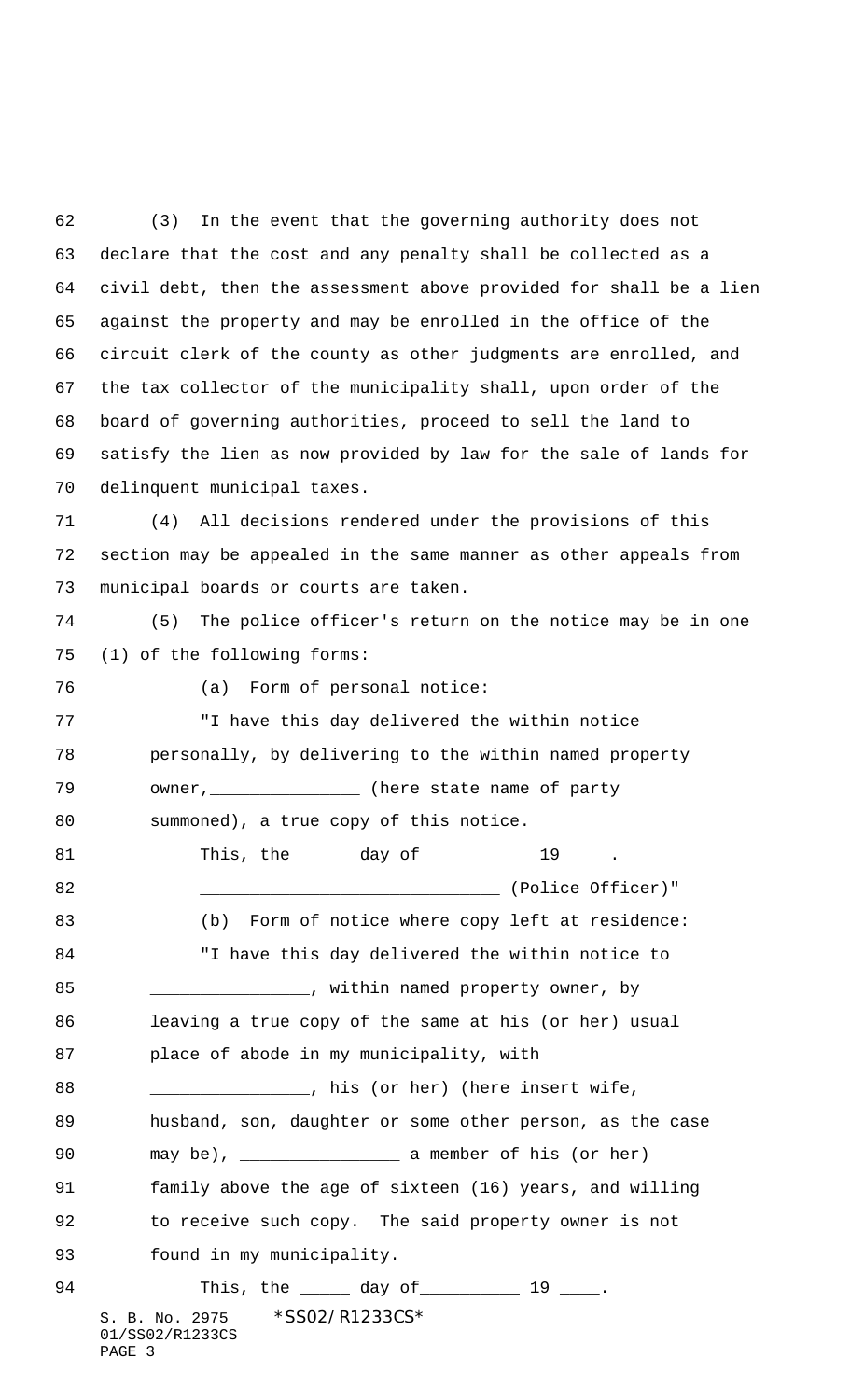(3) In the event that the governing authority does not declare that the cost and any penalty shall be collected as a civil debt, then the assessment above provided for shall be a lien against the property and may be enrolled in the office of the circuit clerk of the county as other judgments are enrolled, and the tax collector of the municipality shall, upon order of the board of governing authorities, proceed to sell the land to satisfy the lien as now provided by law for the sale of lands for delinquent municipal taxes.

(4) All decisions rendered under the provisions of this section may be appealed in the same manner as other appeals from municipal boards or courts are taken.

(5) The police officer's return on the notice may be in one (1) of the following forms:

(a) Form of personal notice:

"I have this day delivered the within notice personally, by delivering to the within named property owner,______________ (here state name of party summoned), a true copy of this notice.

This, the _____ day of __________ 19 ____.

______________________________ (Police Officer)"

(b) Form of notice where copy left at residence:

"I have this day delivered the within notice to _______________, within named property owner, by leaving a true copy of the same at his (or her) usual place of abode in my municipality, with _______________, his (or her) (here insert wife, husband, son, daughter or some other person, as the case may be), _______________ a member of his (or her) family above the age of sixteen (16) years, and willing to receive such copy. The said property owner is not found in my municipality.

This, the _____ day of__________ 19 ____.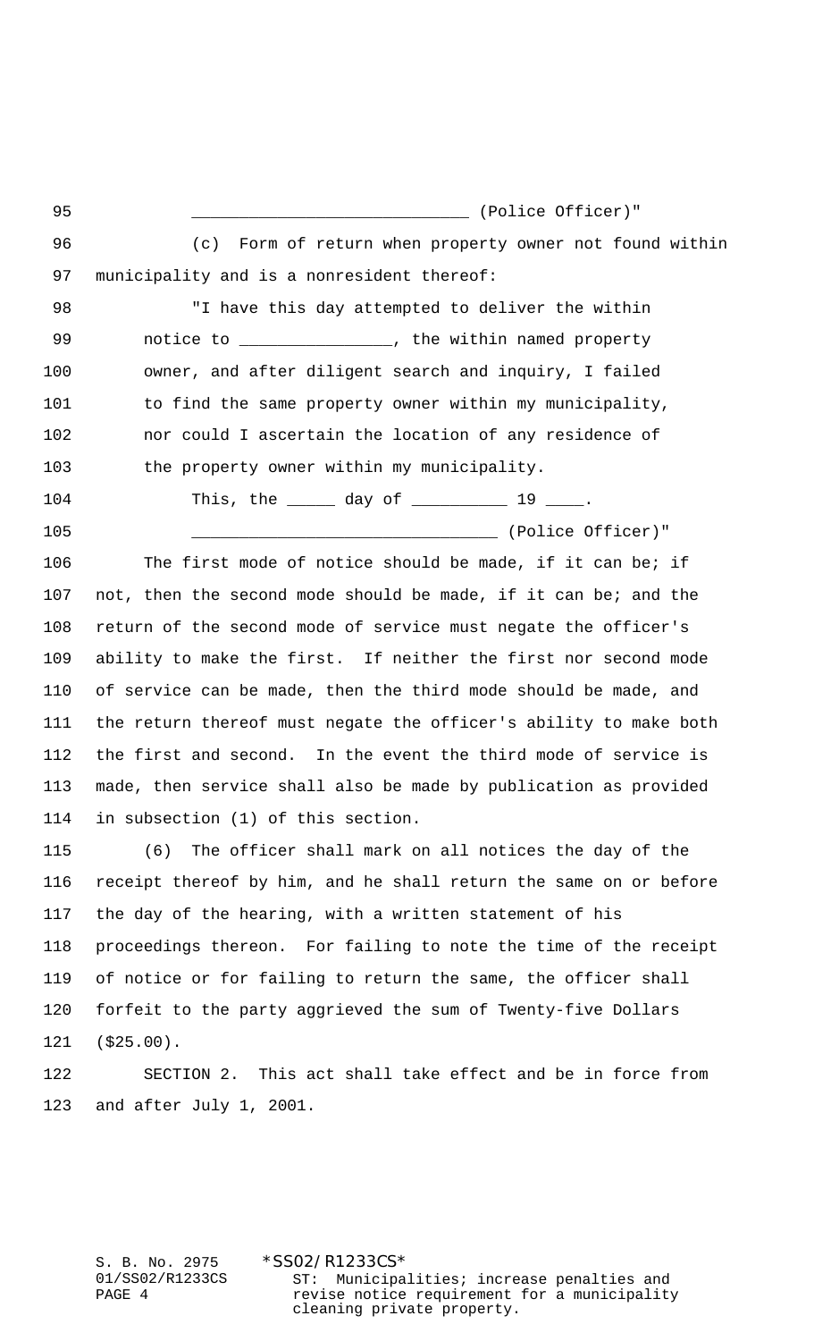_____________________________ (Police Officer)"

(c) Form of return when property owner not found within municipality and is a nonresident thereof:

"I have this day attempted to deliver the within notice to _______________, the within named property owner, and after diligent search and inquiry, I failed to find the same property owner within my municipality, nor could I ascertain the location of any residence of the property owner within my municipality.

This, the _____ day of __________ 19 ____.

_______________________________ (Police Officer)"

The first mode of notice should be made, if it can be; if not, then the second mode should be made, if it can be; and the return of the second mode of service must negate the officer's ability to make the first. If neither the first nor second mode of service can be made, then the third mode should be made, and the return thereof must negate the officer's ability to make both the first and second. In the event the third mode of service is made, then service shall also be made by publication as provided in subsection (1) of this section.

(6) The officer shall mark on all notices the day of the receipt thereof by him, and he shall return the same on or before the day of the hearing, with a written statement of his proceedings thereon. For failing to note the time of the receipt of notice or for failing to return the same, the officer shall forfeit to the party aggrieved the sum of Twenty-five Dollars ($25.00).

SECTION 2. This act shall take effect and be in force from and after July 1, 2001.

S. B. No. 2975 *SS02/R1233CS*
01/SS02/R1233CS
ST: Municipalities; increase penalties and revise notice requirement for a municipality cleaning private property.